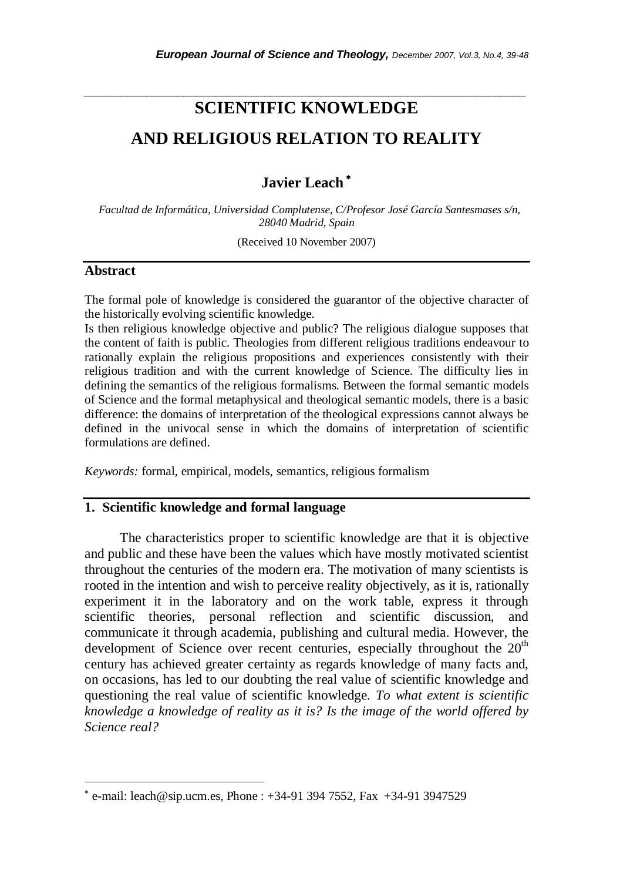# SCIENTIFIC KNOWLEDGE AND RELIGIOUS RELATION TO REALITY

**Javier Leach** *

*Facultad de Informática, Universidad Complutense, C/Profesor José García Santesmases s/n, 28040 Madrid, Spain*

(Received 10 November 2007)

## Abstract

The formal pole of knowledge is considered the guarantor of the objective character of the historically evolving scientific knowledge.

Is then religious knowledge objective and public? The religious dialogue supposes that the content of faith is public. Theologies from different religious traditions endeavour to rationally explain the religious propositions and experiences consistently with their religious tradition and with the current knowledge of Science. The difficulty lies in defining the semantics of the religious formalisms. Between the formal semantic models of Science and the formal metaphysical and theological semantic models, there is a basic difference: the domains of interpretation of the theological expressions cannot always be defined in the univocal sense in which the domains of interpretation of scientific formulations are defined.

*Keywords:* formal, empirical, models, semantics, religious formalism

## 1. Scientific knowledge and formal language

The characteristics proper to scientific knowledge are that it is objective and public and these have been the values which have mostly motivated scientist throughout the centuries of the modern era. The motivation of many scientists is rooted in the intention and wish to perceive reality objectively, as it is, rationally experiment it in the laboratory and on the work table, express it through scientific theories, personal reflection and scientific discussion, and communicate it through academia, publishing and cultural media. However, the development of Science over recent centuries, especially throughout the 20th century has achieved greater certainty as regards knowledge of many facts and, on occasions, has led to our doubting the real value of scientific knowledge and questioning the real value of scientific knowledge. *To what extent is scientific knowledge a knowledge of reality as it is? Is the image of the world offered by Science real?*

---

\* e-mail: leach@sip.ucm.es, Phone : +34-91 394 7552, Fax +34-91 3947529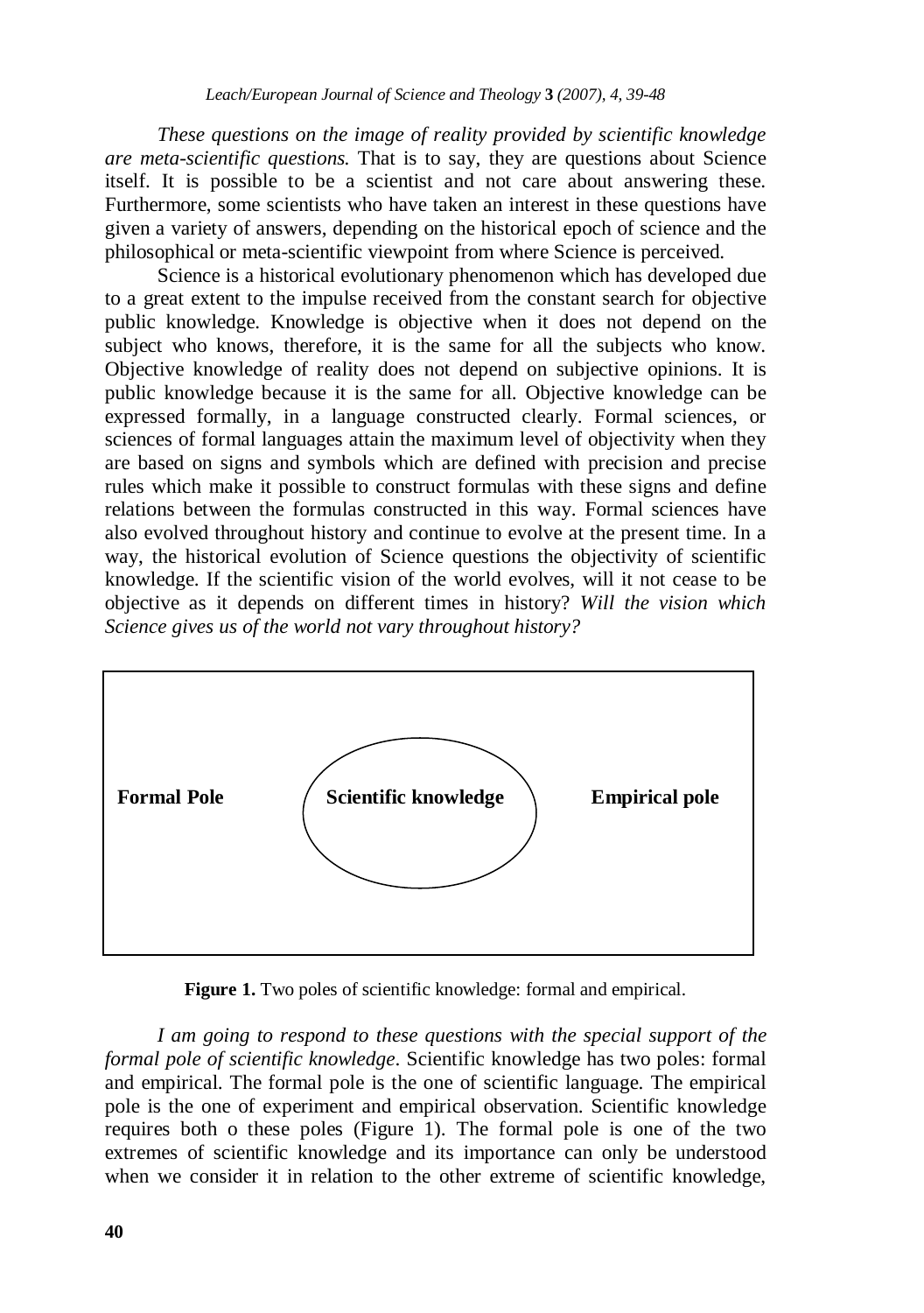*These questions on the image of reality provided by scientific knowledge are meta-scientific questions.* That is to say, they are questions about Science itself. It is possible to be a scientist and not care about answering these. Furthermore, some scientists who have taken an interest in these questions have given a variety of answers, depending on the historical epoch of science and the philosophical or meta-scientific viewpoint from where Science is perceived.

Science is a historical evolutionary phenomenon which has developed due to a great extent to the impulse received from the constant search for objective public knowledge. Knowledge is objective when it does not depend on the subject who knows, therefore, it is the same for all the subjects who know. Objective knowledge of reality does not depend on subjective opinions. It is public knowledge because it is the same for all. Objective knowledge can be expressed formally, in a language constructed clearly. Formal sciences, or sciences of formal languages attain the maximum level of objectivity when they are based on signs and symbols which are defined with precision and precise rules which make it possible to construct formulas with these signs and define relations between the formulas constructed in this way. Formal sciences have also evolved throughout history and continue to evolve at the present time. In a way, the historical evolution of Science questions the objectivity of scientific knowledge. If the scientific vision of the world evolves, will it not cease to be objective as it depends on different times in history? *Will the vision which Science gives us of the world not vary throughout history?*

**Formal Pole** | **Scientific knowledge** | **Empirical pole**

**Figure 1.** Two poles of scientific knowledge: formal and empirical.

*I am going to respond to these questions with the special support of the formal pole of scientific knowledge*. Scientific knowledge has two poles: formal and empirical. The formal pole is the one of scientific language. The empirical pole is the one of experiment and empirical observation. Scientific knowledge requires both o these poles (Figure 1). The formal pole is one of the two extremes of scientific knowledge and its importance can only be understood when we consider it in relation to the other extreme of scientific knowledge,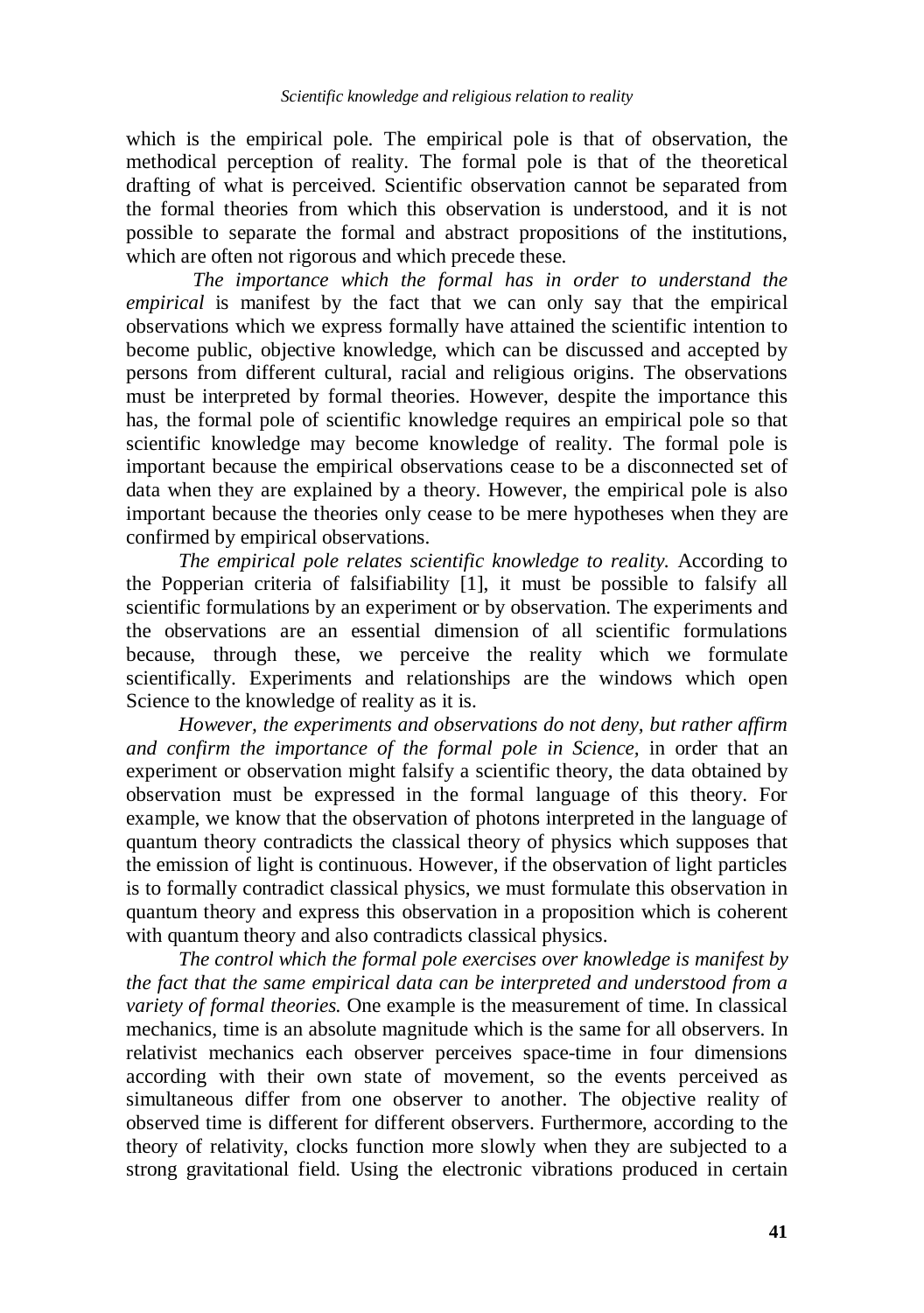which is the empirical pole. The empirical pole is that of observation, the methodical perception of reality. The formal pole is that of the theoretical drafting of what is perceived. Scientific observation cannot be separated from the formal theories from which this observation is understood, and it is not possible to separate the formal and abstract propositions of the institutions, which are often not rigorous and which precede these.

*The importance which the formal has in order to understand the empirical* is manifest by the fact that we can only say that the empirical observations which we express formally have attained the scientific intention to become public, objective knowledge, which can be discussed and accepted by persons from different cultural, racial and religious origins. The observations must be interpreted by formal theories. However, despite the importance this has, the formal pole of scientific knowledge requires an empirical pole so that scientific knowledge may become knowledge of reality. The formal pole is important because the empirical observations cease to be a disconnected set of data when they are explained by a theory. However, the empirical pole is also important because the theories only cease to be mere hypotheses when they are confirmed by empirical observations.

*The empirical pole relates scientific knowledge to reality.* According to the Popperian criteria of falsifiability [1], it must be possible to falsify all scientific formulations by an experiment or by observation. The experiments and the observations are an essential dimension of all scientific formulations because, through these, we perceive the reality which we formulate scientifically. Experiments and relationships are the windows which open Science to the knowledge of reality as it is.

*However, the experiments and observations do not deny, but rather affirm and confirm the importance of the formal pole in Science*, in order that an experiment or observation might falsify a scientific theory, the data obtained by observation must be expressed in the formal language of this theory. For example, we know that the observation of photons interpreted in the language of quantum theory contradicts the classical theory of physics which supposes that the emission of light is continuous. However, if the observation of light particles is to formally contradict classical physics, we must formulate this observation in quantum theory and express this observation in a proposition which is coherent with quantum theory and also contradicts classical physics.

*The control which the formal pole exercises over knowledge is manifest by the fact that the same empirical data can be interpreted and understood from a variety of formal theories.* One example is the measurement of time. In classical mechanics, time is an absolute magnitude which is the same for all observers. In relativist mechanics each observer perceives space-time in four dimensions according with their own state of movement, so the events perceived as simultaneous differ from one observer to another. The objective reality of observed time is different for different observers. Furthermore, according to the theory of relativity, clocks function more slowly when they are subjected to a strong gravitational field. Using the electronic vibrations produced in certain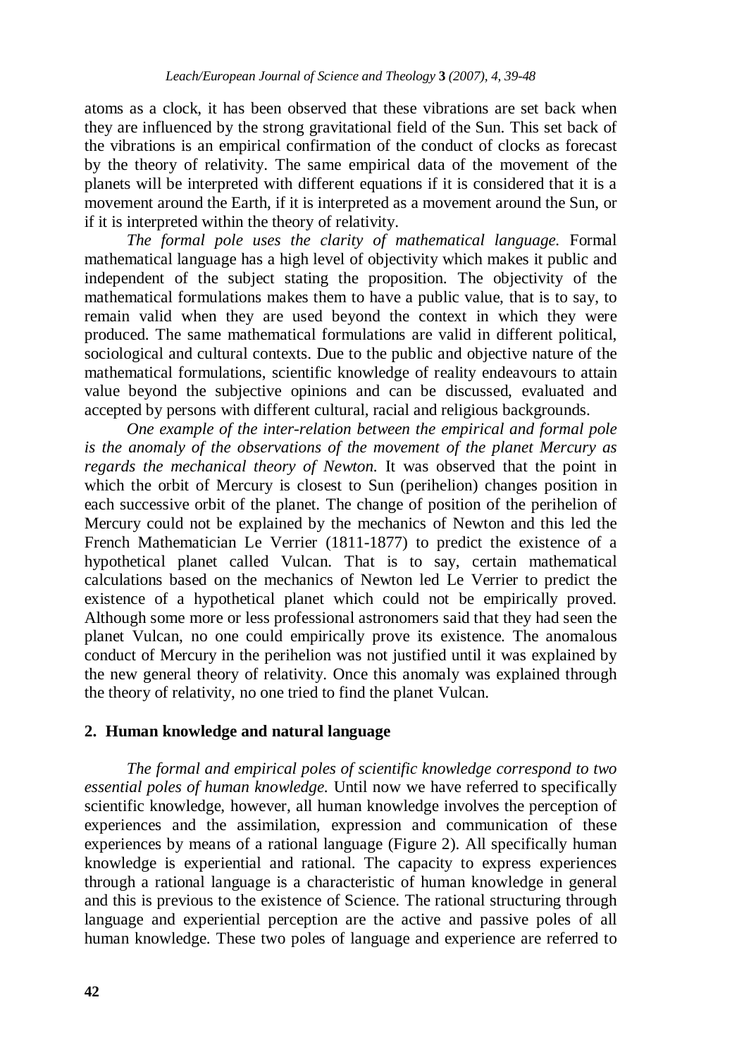atoms as a clock, it has been observed that these vibrations are set back when they are influenced by the strong gravitational field of the Sun. This set back of the vibrations is an empirical confirmation of the conduct of clocks as forecast by the theory of relativity. The same empirical data of the movement of the planets will be interpreted with different equations if it is considered that it is a movement around the Earth, if it is interpreted as a movement around the Sun, or if it is interpreted within the theory of relativity.

*The formal pole uses the clarity of mathematical language.* Formal mathematical language has a high level of objectivity which makes it public and independent of the subject stating the proposition. The objectivity of the mathematical formulations makes them to have a public value, that is to say, to remain valid when they are used beyond the context in which they were produced. The same mathematical formulations are valid in different political, sociological and cultural contexts. Due to the public and objective nature of the mathematical formulations, scientific knowledge of reality endeavours to attain value beyond the subjective opinions and can be discussed, evaluated and accepted by persons with different cultural, racial and religious backgrounds.

*One example of the inter-relation between the empirical and formal pole is the anomaly of the observations of the movement of the planet Mercury as regards the mechanical theory of Newton.* It was observed that the point in which the orbit of Mercury is closest to Sun (perihelion) changes position in each successive orbit of the planet. The change of position of the perihelion of Mercury could not be explained by the mechanics of Newton and this led the French Mathematician Le Verrier (1811-1877) to predict the existence of a hypothetical planet called Vulcan. That is to say, certain mathematical calculations based on the mechanics of Newton led Le Verrier to predict the existence of a hypothetical planet which could not be empirically proved. Although some more or less professional astronomers said that they had seen the planet Vulcan, no one could empirically prove its existence. The anomalous conduct of Mercury in the perihelion was not justified until it was explained by the new general theory of relativity. Once this anomaly was explained through the theory of relativity, no one tried to find the planet Vulcan.

## 2. Human knowledge and natural language

*The formal and empirical poles of scientific knowledge correspond to two essential poles of human knowledge.* Until now we have referred to specifically scientific knowledge, however, all human knowledge involves the perception of experiences and the assimilation, expression and communication of these experiences by means of a rational language (Figure 2). All specifically human knowledge is experiential and rational. The capacity to express experiences through a rational language is a characteristic of human knowledge in general and this is previous to the existence of Science. The rational structuring through language and experiential perception are the active and passive poles of all human knowledge. These two poles of language and experience are referred to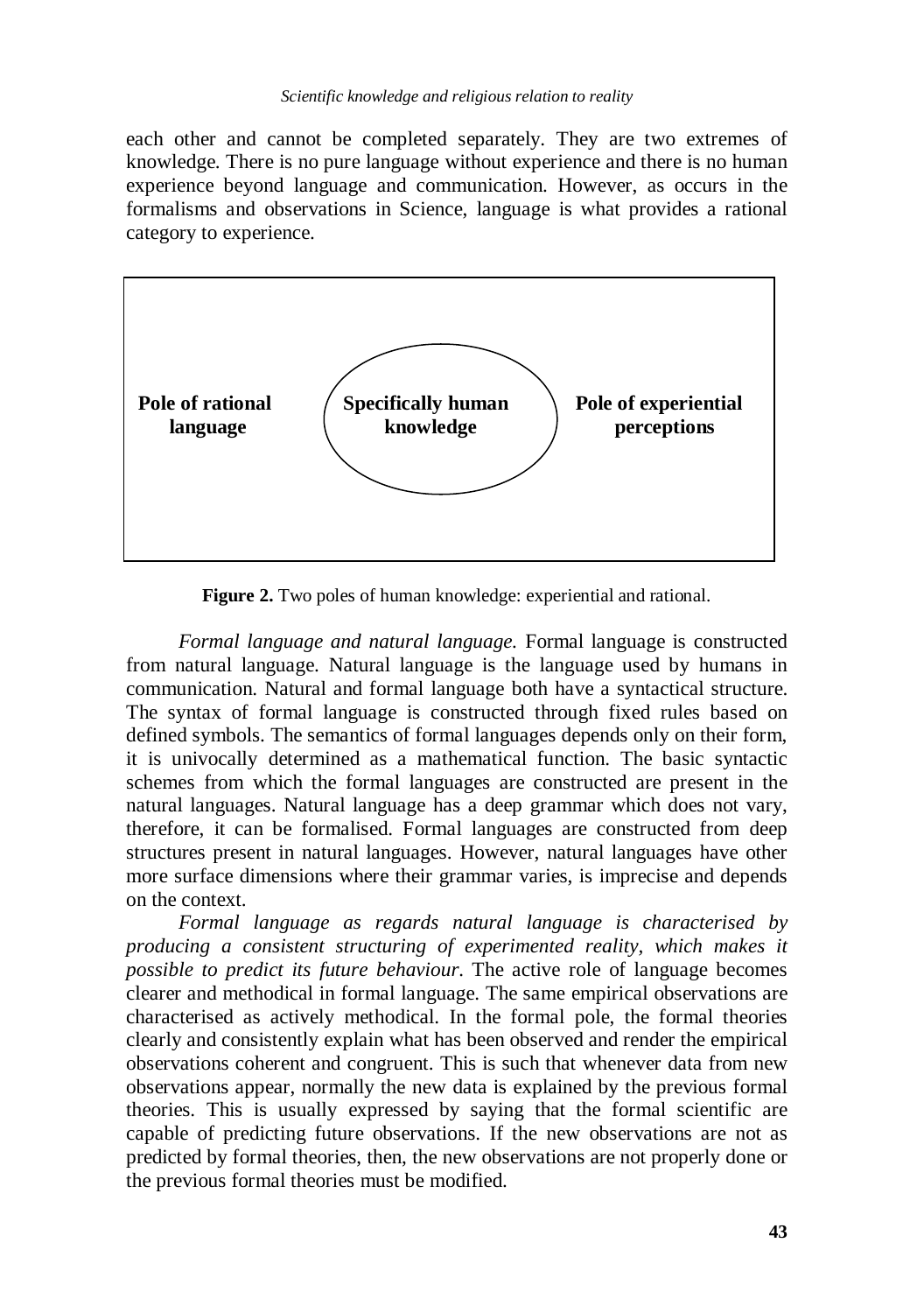each other and cannot be completed separately. They are two extremes of knowledge. There is no pure language without experience and there is no human experience beyond language and communication. However, as occurs in the formalisms and observations in Science, language is what provides a rational category to experience.

| **Pole of rational language** | **Specifically human knowledge** | **Pole of experiential perceptions** |
|---|---|---|

**Figure 2.** Two poles of human knowledge: experiential and rational.

*Formal language and natural language.* Formal language is constructed from natural language. Natural language is the language used by humans in communication. Natural and formal language both have a syntactical structure. The syntax of formal language is constructed through fixed rules based on defined symbols. The semantics of formal languages depends only on their form, it is univocally determined as a mathematical function. The basic syntactic schemes from which the formal languages are constructed are present in the natural languages. Natural language has a deep grammar which does not vary, therefore, it can be formalised. Formal languages are constructed from deep structures present in natural languages. However, natural languages have other more surface dimensions where their grammar varies, is imprecise and depends on the context.

*Formal language as regards natural language is characterised by producing a consistent structuring of experimented reality, which makes it possible to predict its future behaviour.* The active role of language becomes clearer and methodical in formal language. The same empirical observations are characterised as actively methodical. In the formal pole, the formal theories clearly and consistently explain what has been observed and render the empirical observations coherent and congruent. This is such that whenever data from new observations appear, normally the new data is explained by the previous formal theories. This is usually expressed by saying that the formal scientific are capable of predicting future observations. If the new observations are not as predicted by formal theories, then, the new observations are not properly done or the previous formal theories must be modified.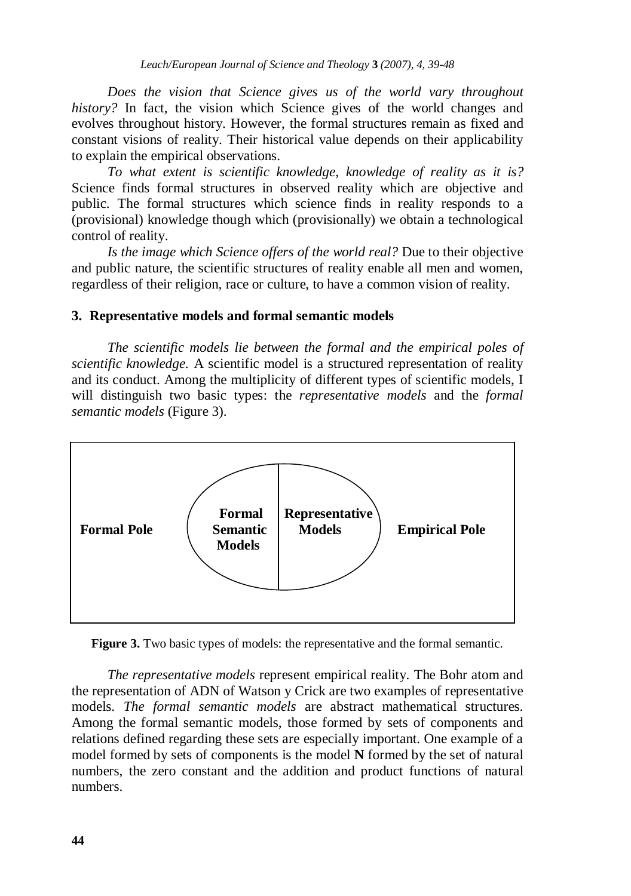*Does the vision that Science gives us of the world vary throughout history?* In fact, the vision which Science gives of the world changes and evolves throughout history. However, the formal structures remain as fixed and constant visions of reality. Their historical value depends on their applicability to explain the empirical observations.

*To what extent is scientific knowledge, knowledge of reality as it is?* Science finds formal structures in observed reality which are objective and public. The formal structures which science finds in reality responds to a (provisional) knowledge though which (provisionally) we obtain a technological control of reality.

*Is the image which Science offers of the world real?* Due to their objective and public nature, the scientific structures of reality enable all men and women, regardless of their religion, race or culture, to have a common vision of reality.

## 3. Representative models and formal semantic models

*The scientific models lie between the formal and the empirical poles of scientific knowledge.* A scientific model is a structured representation of reality and its conduct. Among the multiplicity of different types of scientific models, I will distinguish two basic types: the *representative models* and the *formal semantic models* (Figure 3).

Formal Pole | Formal Semantic Models | Representative Models | Empirical Pole

**Figure 3.** Two basic types of models: the representative and the formal semantic.

*The representative models* represent empirical reality. The Bohr atom and the representation of ADN of Watson y Crick are two examples of representative models. *The formal semantic models* are abstract mathematical structures. Among the formal semantic models, those formed by sets of components and relations defined regarding these sets are especially important. One example of a model formed by sets of components is the model **N** formed by the set of natural numbers, the zero constant and the addition and product functions of natural numbers.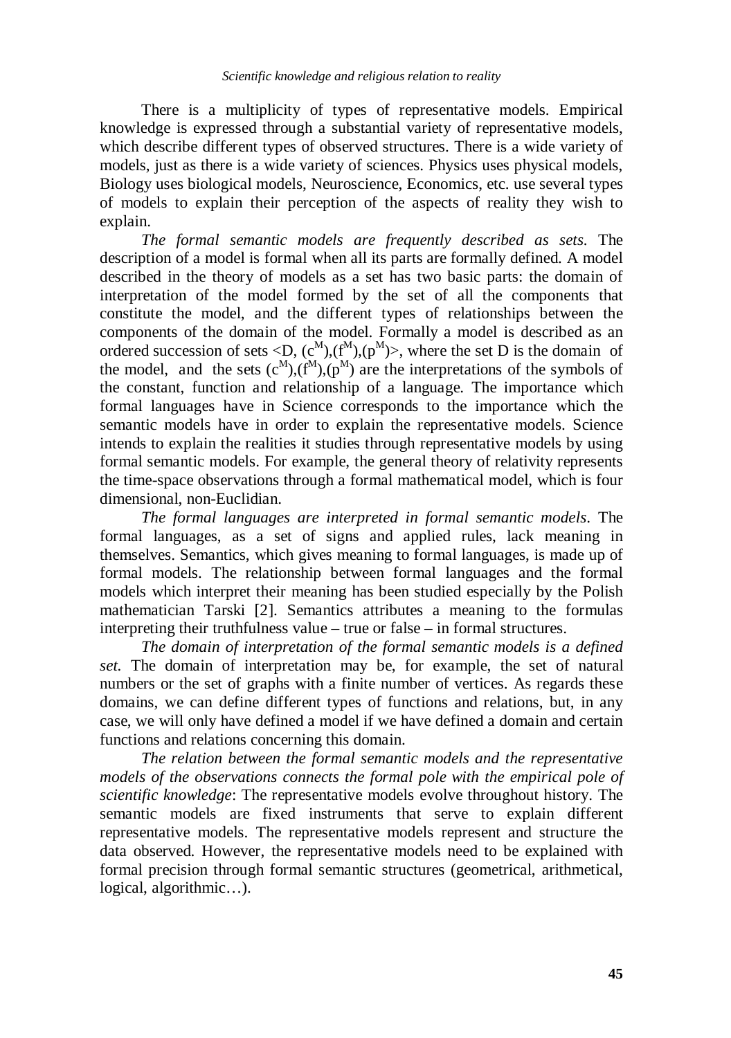There is a multiplicity of types of representative models. Empirical knowledge is expressed through a substantial variety of representative models, which describe different types of observed structures. There is a wide variety of models, just as there is a wide variety of sciences. Physics uses physical models, Biology uses biological models, Neuroscience, Economics, etc. use several types of models to explain their perception of the aspects of reality they wish to explain.

*The formal semantic models are frequently described as sets.* The description of a model is formal when all its parts are formally defined. A model described in the theory of models as a set has two basic parts: the domain of interpretation of the model formed by the set of all the components that constitute the model, and the different types of relationships between the components of the domain of the model. Formally a model is described as an ordered succession of sets $<D, (c^M),(f^M),(p^M)>$, where the set D is the domain of the model, and the sets $(c^M),(f^M),(p^M)$ are the interpretations of the symbols of the constant, function and relationship of a language. The importance which formal languages have in Science corresponds to the importance which the semantic models have in order to explain the representative models. Science intends to explain the realities it studies through representative models by using formal semantic models. For example, the general theory of relativity represents the time-space observations through a formal mathematical model, which is four dimensional, non-Euclidian.

*The formal languages are interpreted in formal semantic models.* The formal languages, as a set of signs and applied rules, lack meaning in themselves. Semantics, which gives meaning to formal languages, is made up of formal models. The relationship between formal languages and the formal models which interpret their meaning has been studied especially by the Polish mathematician Tarski [2]. Semantics attributes a meaning to the formulas interpreting their truthfulness value – true or false – in formal structures.

*The domain of interpretation of the formal semantic models is a defined set.* The domain of interpretation may be, for example, the set of natural numbers or the set of graphs with a finite number of vertices. As regards these domains, we can define different types of functions and relations, but, in any case, we will only have defined a model if we have defined a domain and certain functions and relations concerning this domain.

*The relation between the formal semantic models and the representative models of the observations connects the formal pole with the empirical pole of scientific knowledge*: The representative models evolve throughout history. The semantic models are fixed instruments that serve to explain different representative models. The representative models represent and structure the data observed. However, the representative models need to be explained with formal precision through formal semantic structures (geometrical, arithmetical, logical, algorithmic…).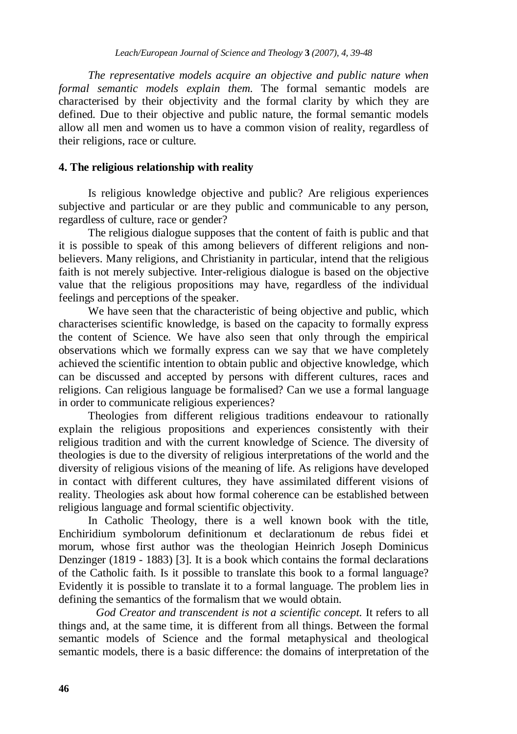*The representative models acquire an objective and public nature when formal semantic models explain them.* The formal semantic models are characterised by their objectivity and the formal clarity by which they are defined. Due to their objective and public nature, the formal semantic models allow all men and women us to have a common vision of reality, regardless of their religions, race or culture.

## 4. The religious relationship with reality

Is religious knowledge objective and public? Are religious experiences subjective and particular or are they public and communicable to any person, regardless of culture, race or gender?

The religious dialogue supposes that the content of faith is public and that it is possible to speak of this among believers of different religions and non-believers. Many religions, and Christianity in particular, intend that the religious faith is not merely subjective. Inter-religious dialogue is based on the objective value that the religious propositions may have, regardless of the individual feelings and perceptions of the speaker.

We have seen that the characteristic of being objective and public, which characterises scientific knowledge, is based on the capacity to formally express the content of Science. We have also seen that only through the empirical observations which we formally express can we say that we have completely achieved the scientific intention to obtain public and objective knowledge, which can be discussed and accepted by persons with different cultures, races and religions. Can religious language be formalised? Can we use a formal language in order to communicate religious experiences?

Theologies from different religious traditions endeavour to rationally explain the religious propositions and experiences consistently with their religious tradition and with the current knowledge of Science. The diversity of theologies is due to the diversity of religious interpretations of the world and the diversity of religious visions of the meaning of life. As religions have developed in contact with different cultures, they have assimilated different visions of reality. Theologies ask about how formal coherence can be established between religious language and formal scientific objectivity.

In Catholic Theology, there is a well known book with the title, Enchiridium symbolorum definitionum et declarationum de rebus fidei et morum, whose first author was the theologian Heinrich Joseph Dominicus Denzinger (1819 - 1883) [3]. It is a book which contains the formal declarations of the Catholic faith. Is it possible to translate this book to a formal language? Evidently it is possible to translate it to a formal language. The problem lies in defining the semantics of the formalism that we would obtain.

*God Creator and transcendent is not a scientific concept.* It refers to all things and, at the same time, it is different from all things. Between the formal semantic models of Science and the formal metaphysical and theological semantic models, there is a basic difference: the domains of interpretation of the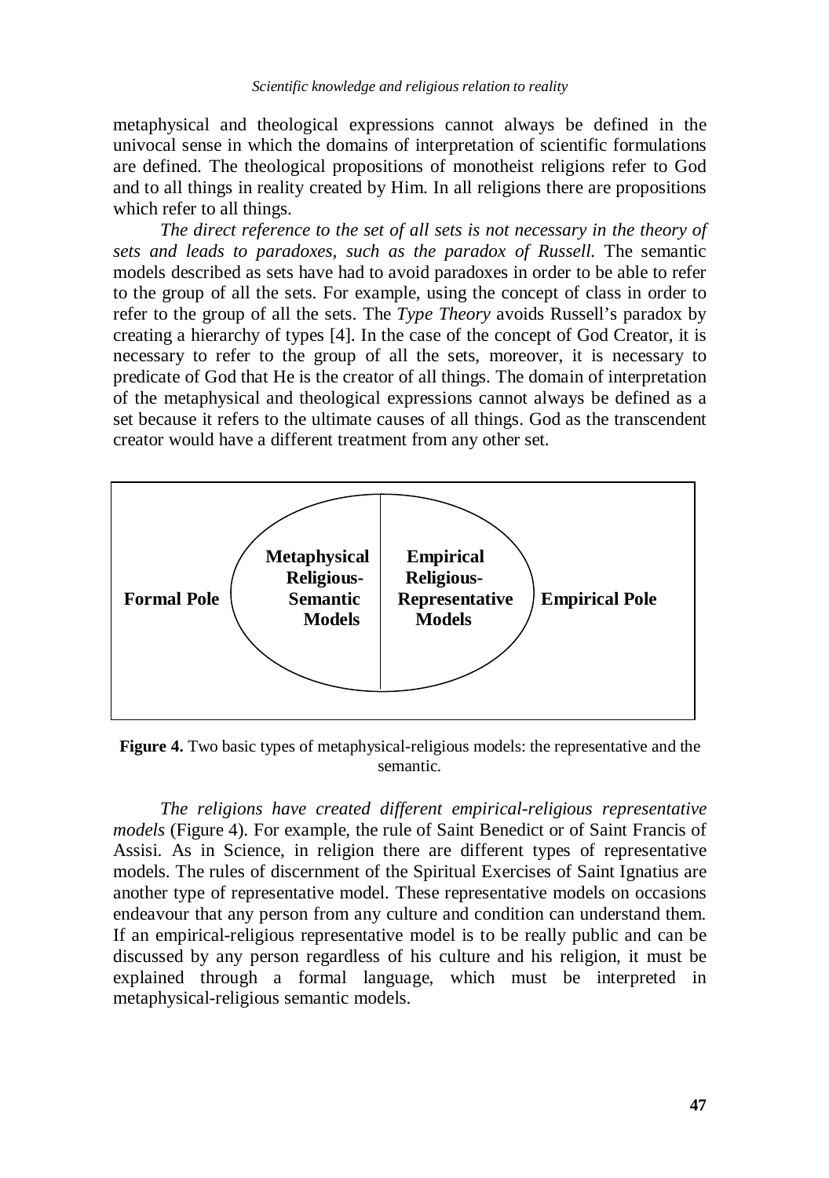metaphysical and theological expressions cannot always be defined in the univocal sense in which the domains of interpretation of scientific formulations are defined. The theological propositions of monotheist religions refer to God and to all things in reality created by Him. In all religions there are propositions which refer to all things.

*The direct reference to the set of all sets is not necessary in the theory of sets and leads to paradoxes, such as the paradox of Russell.* The semantic models described as sets have had to avoid paradoxes in order to be able to refer to the group of all the sets. For example, using the concept of class in order to refer to the group of all the sets. The *Type Theory* avoids Russell's paradox by creating a hierarchy of types [4]. In the case of the concept of God Creator, it is necessary to refer to the group of all the sets, moreover, it is necessary to predicate of God that He is the creator of all things. The domain of interpretation of the metaphysical and theological expressions cannot always be defined as a set because it refers to the ultimate causes of all things. God as the transcendent creator would have a different treatment from any other set.

| Formal Pole | Metaphysical Religious-Semantic Models | Empirical Religious-Representative Models | Empirical Pole |
|---|---|---|---|

**Figure 4.** Two basic types of metaphysical-religious models: the representative and the semantic.

*The religions have created different empirical-religious representative models* (Figure 4). For example, the rule of Saint Benedict or of Saint Francis of Assisi. As in Science, in religion there are different types of representative models. The rules of discernment of the Spiritual Exercises of Saint Ignatius are another type of representative model. These representative models on occasions endeavour that any person from any culture and condition can understand them. If an empirical-religious representative model is to be really public and can be discussed by any person regardless of his culture and his religion, it must be explained through a formal language, which must be interpreted in metaphysical-religious semantic models.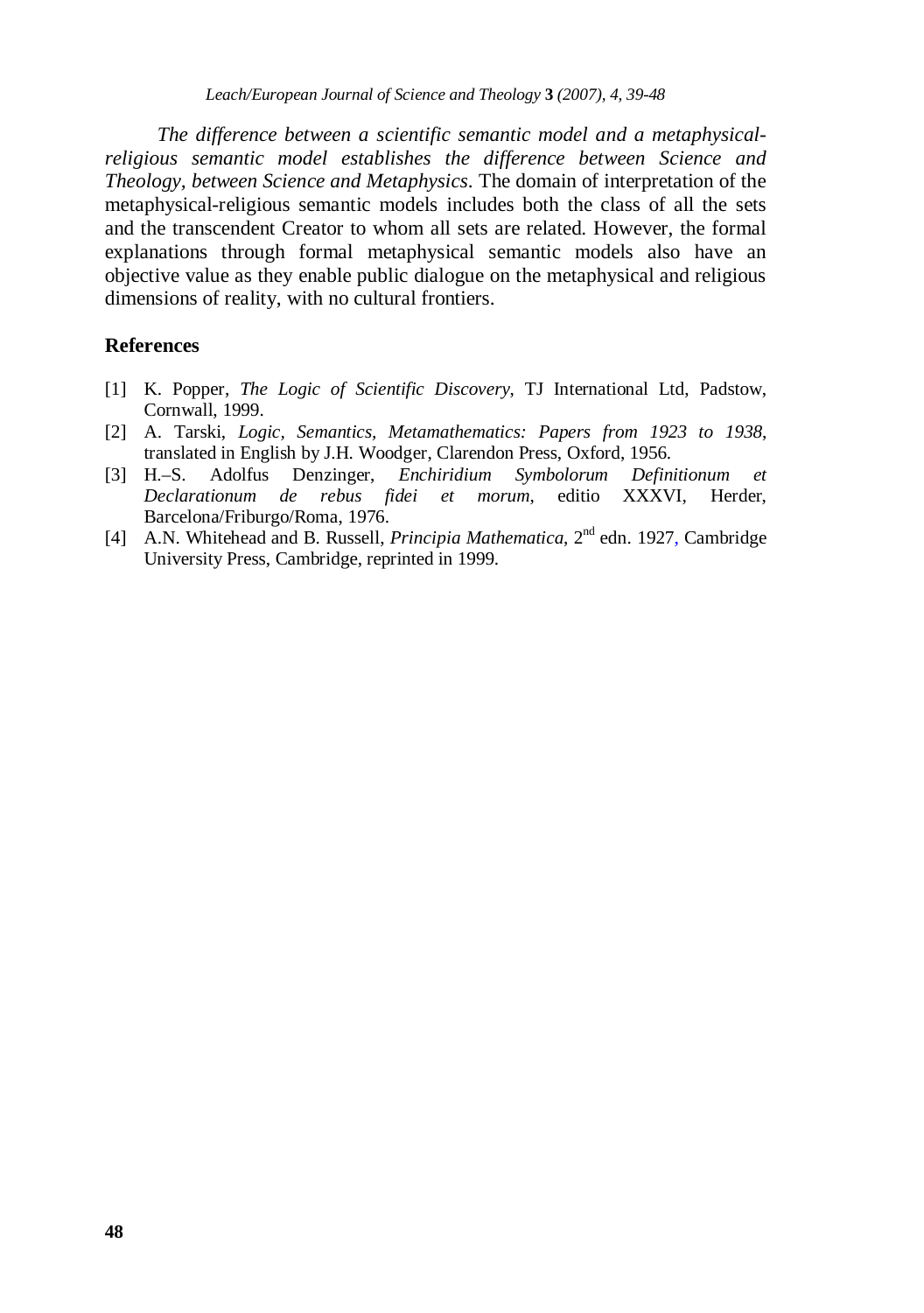*The difference between a scientific semantic model and a metaphysical-religious semantic model establishes the difference between Science and Theology, between Science and Metaphysics*. The domain of interpretation of the metaphysical-religious semantic models includes both the class of all the sets and the transcendent Creator to whom all sets are related. However, the formal explanations through formal metaphysical semantic models also have an objective value as they enable public dialogue on the metaphysical and religious dimensions of reality, with no cultural frontiers.

## References

[1] K. Popper, *The Logic of Scientific Discovery*, TJ International Ltd, Padstow, Cornwall, 1999.

[2] A. Tarski, *Logic, Semantics, Metamathematics: Papers from 1923 to 1938*, translated in English by J.H. Woodger, Clarendon Press, Oxford, 1956.

[3] H.–S. Adolfus Denzinger, *Enchiridium Symbolorum Definitionum et Declarationum de rebus fidei et morum*, editio XXXVI, Herder, Barcelona/Friburgo/Roma, 1976.

[4] A.N. Whitehead and B. Russell, *Principia Mathematica*, 2nd edn. 1927, Cambridge University Press, Cambridge, reprinted in 1999.